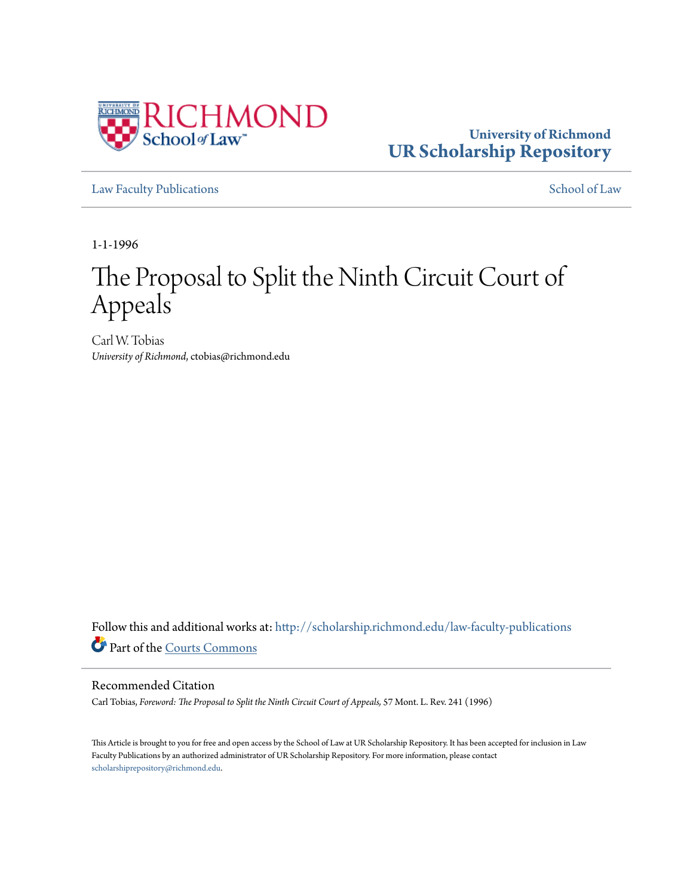University of Richmond
**UR Scholarship Repository**

Law Faculty Publications | School of Law

1-1-1996

# The Proposal to Split the Ninth Circuit Court of Appeals

Carl W. Tobias
*University of Richmond*, ctobias@richmond.edu

Follow this and additional works at: http://scholarship.richmond.edu/law-faculty-publications

Part of the Courts Commons

## Recommended Citation

Carl Tobias, *Foreword: The Proposal to Split the Ninth Circuit Court of Appeals,* 57 Mont. L. Rev. 241 (1996)

This Article is brought to you for free and open access by the School of Law at UR Scholarship Repository. It has been accepted for inclusion in Law Faculty Publications by an authorized administrator of UR Scholarship Repository. For more information, please contact scholarshiprepository@richmond.edu.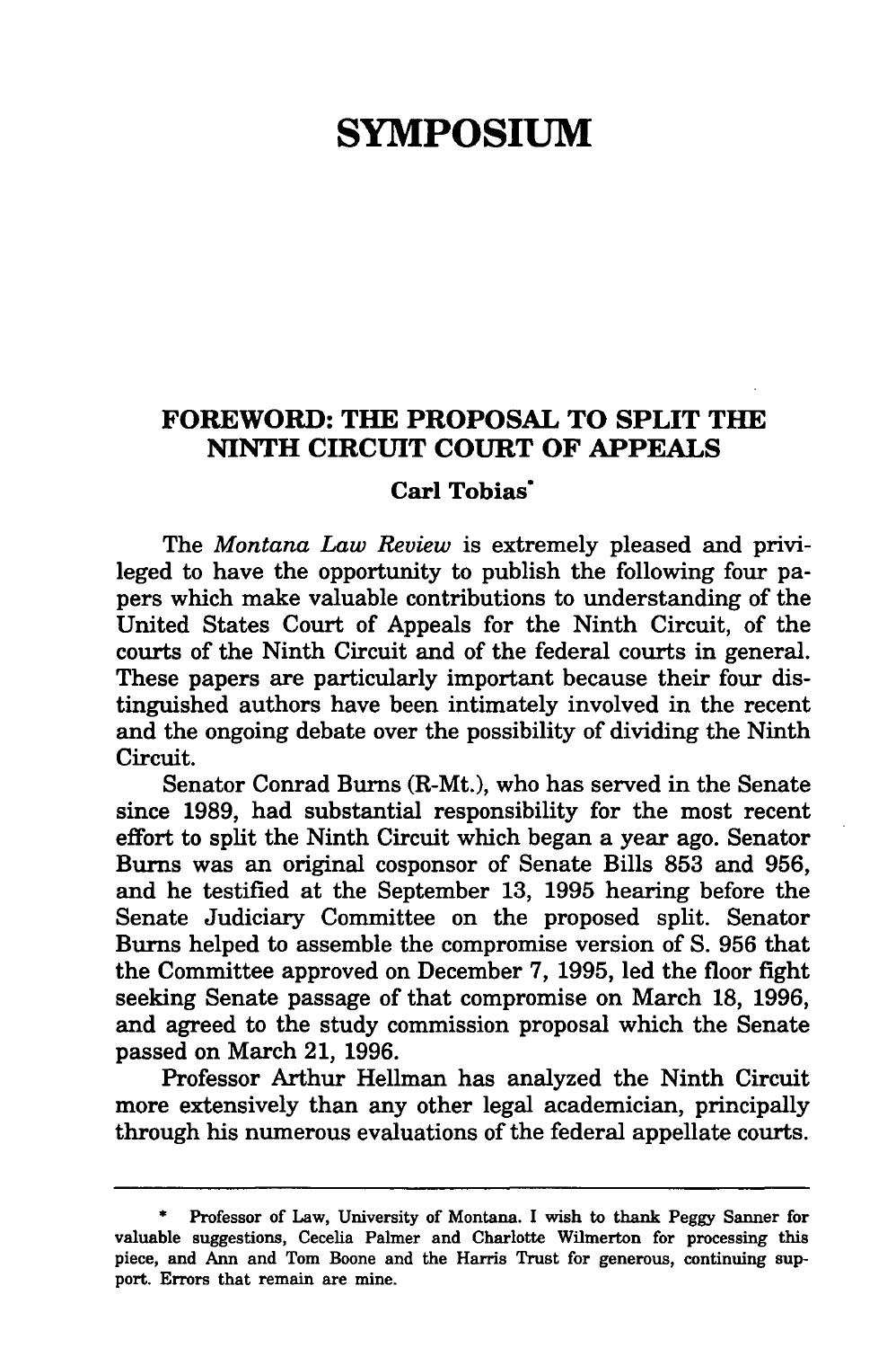# SYMPOSIUM

## FOREWORD: THE PROPOSAL TO SPLIT THE NINTH CIRCUIT COURT OF APPEALS

**Carl Tobias***

The *Montana Law Review* is extremely pleased and privileged to have the opportunity to publish the following four papers which make valuable contributions to understanding of the United States Court of Appeals for the Ninth Circuit, of the courts of the Ninth Circuit and of the federal courts in general. These papers are particularly important because their four distinguished authors have been intimately involved in the recent and the ongoing debate over the possibility of dividing the Ninth Circuit.

Senator Conrad Burns (R-Mt.), who has served in the Senate since 1989, had substantial responsibility for the most recent effort to split the Ninth Circuit which began a year ago. Senator Burns was an original cosponsor of Senate Bills 853 and 956, and he testified at the September 13, 1995 hearing before the Senate Judiciary Committee on the proposed split. Senator Burns helped to assemble the compromise version of S. 956 that the Committee approved on December 7, 1995, led the floor fight seeking Senate passage of that compromise on March 18, 1996, and agreed to the study commission proposal which the Senate passed on March 21, 1996.

Professor Arthur Hellman has analyzed the Ninth Circuit more extensively than any other legal academician, principally through his numerous evaluations of the federal appellate courts.

---

\* Professor of Law, University of Montana. I wish to thank Peggy Sanner for valuable suggestions, Cecelia Palmer and Charlotte Wilmerton for processing this piece, and Ann and Tom Boone and the Harris Trust for generous, continuing support. Errors that remain are mine.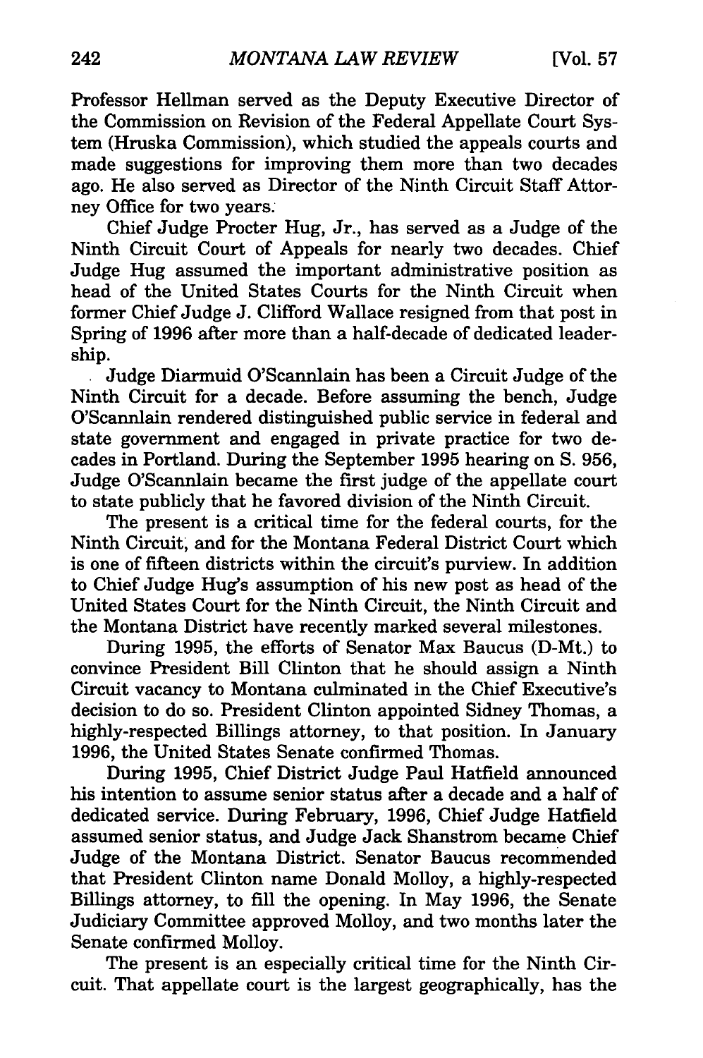Professor Hellman served as the Deputy Executive Director of the Commission on Revision of the Federal Appellate Court System (Hruska Commission), which studied the appeals courts and made suggestions for improving them more than two decades ago. He also served as Director of the Ninth Circuit Staff Attorney Office for two years.

Chief Judge Procter Hug, Jr., has served as a Judge of the Ninth Circuit Court of Appeals for nearly two decades. Chief Judge Hug assumed the important administrative position as head of the United States Courts for the Ninth Circuit when former Chief Judge J. Clifford Wallace resigned from that post in Spring of 1996 after more than a half-decade of dedicated leadership.

Judge Diarmuid O'Scannlain has been a Circuit Judge of the Ninth Circuit for a decade. Before assuming the bench, Judge O'Scannlain rendered distinguished public service in federal and state government and engaged in private practice for two decades in Portland. During the September 1995 hearing on S. 956, Judge O'Scannlain became the first judge of the appellate court to state publicly that he favored division of the Ninth Circuit.

The present is a critical time for the federal courts, for the Ninth Circuit, and for the Montana Federal District Court which is one of fifteen districts within the circuit's purview. In addition to Chief Judge Hug's assumption of his new post as head of the United States Court for the Ninth Circuit, the Ninth Circuit and the Montana District have recently marked several milestones.

During 1995, the efforts of Senator Max Baucus (D-Mt.) to convince President Bill Clinton that he should assign a Ninth Circuit vacancy to Montana culminated in the Chief Executive's decision to do so. President Clinton appointed Sidney Thomas, a highly-respected Billings attorney, to that position. In January 1996, the United States Senate confirmed Thomas.

During 1995, Chief District Judge Paul Hatfield announced his intention to assume senior status after a decade and a half of dedicated service. During February, 1996, Chief Judge Hatfield assumed senior status, and Judge Jack Shanstrom became Chief Judge of the Montana District. Senator Baucus recommended that President Clinton name Donald Molloy, a highly-respected Billings attorney, to fill the opening. In May 1996, the Senate Judiciary Committee approved Molloy, and two months later the Senate confirmed Molloy.

The present is an especially critical time for the Ninth Circuit. That appellate court is the largest geographically, has the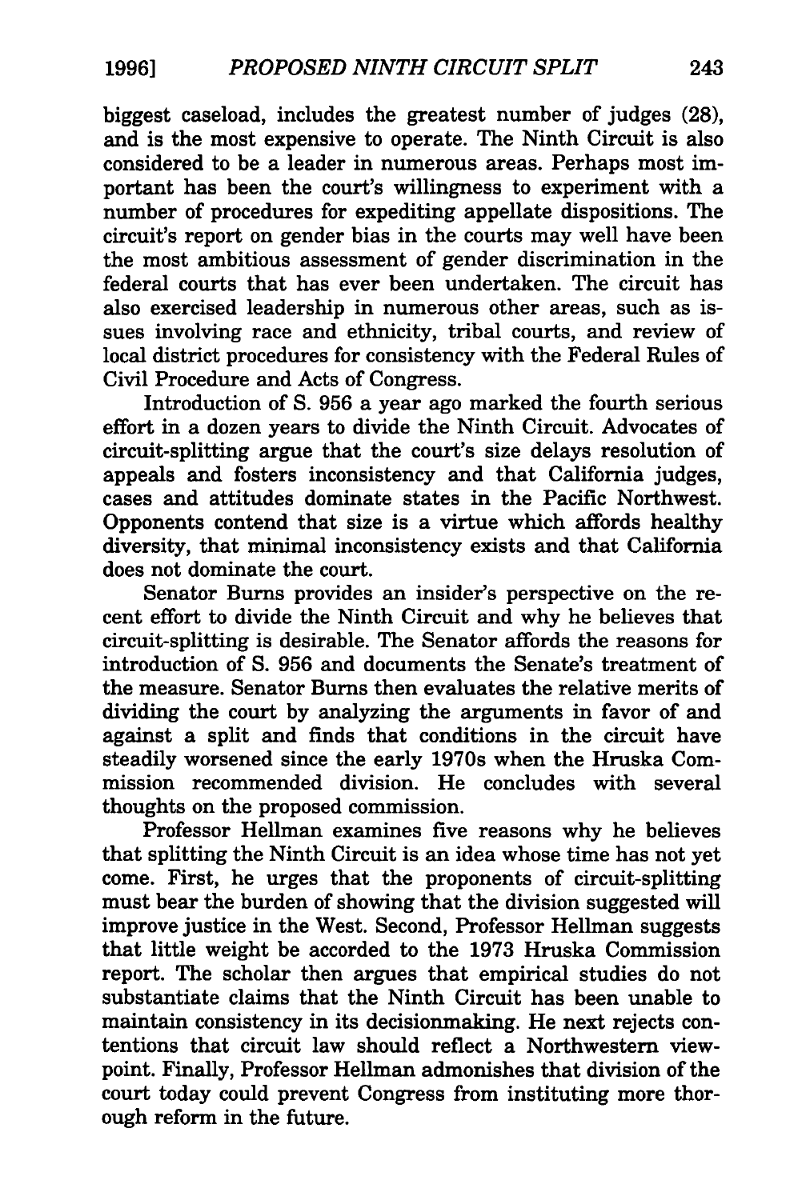biggest caseload, includes the greatest number of judges (28), and is the most expensive to operate. The Ninth Circuit is also considered to be a leader in numerous areas. Perhaps most important has been the court's willingness to experiment with a number of procedures for expediting appellate dispositions. The circuit's report on gender bias in the courts may well have been the most ambitious assessment of gender discrimination in the federal courts that has ever been undertaken. The circuit has also exercised leadership in numerous other areas, such as issues involving race and ethnicity, tribal courts, and review of local district procedures for consistency with the Federal Rules of Civil Procedure and Acts of Congress.

Introduction of S. 956 a year ago marked the fourth serious effort in a dozen years to divide the Ninth Circuit. Advocates of circuit-splitting argue that the court's size delays resolution of appeals and fosters inconsistency and that California judges, cases and attitudes dominate states in the Pacific Northwest. Opponents contend that size is a virtue which affords healthy diversity, that minimal inconsistency exists and that California does not dominate the court.

Senator Burns provides an insider's perspective on the recent effort to divide the Ninth Circuit and why he believes that circuit-splitting is desirable. The Senator affords the reasons for introduction of S. 956 and documents the Senate's treatment of the measure. Senator Burns then evaluates the relative merits of dividing the court by analyzing the arguments in favor of and against a split and finds that conditions in the circuit have steadily worsened since the early 1970s when the Hruska Commission recommended division. He concludes with several thoughts on the proposed commission.

Professor Hellman examines five reasons why he believes that splitting the Ninth Circuit is an idea whose time has not yet come. First, he urges that the proponents of circuit-splitting must bear the burden of showing that the division suggested will improve justice in the West. Second, Professor Hellman suggests that little weight be accorded to the 1973 Hruska Commission report. The scholar then argues that empirical studies do not substantiate claims that the Ninth Circuit has been unable to maintain consistency in its decisionmaking. He next rejects contentions that circuit law should reflect a Northwestern viewpoint. Finally, Professor Hellman admonishes that division of the court today could prevent Congress from instituting more thorough reform in the future.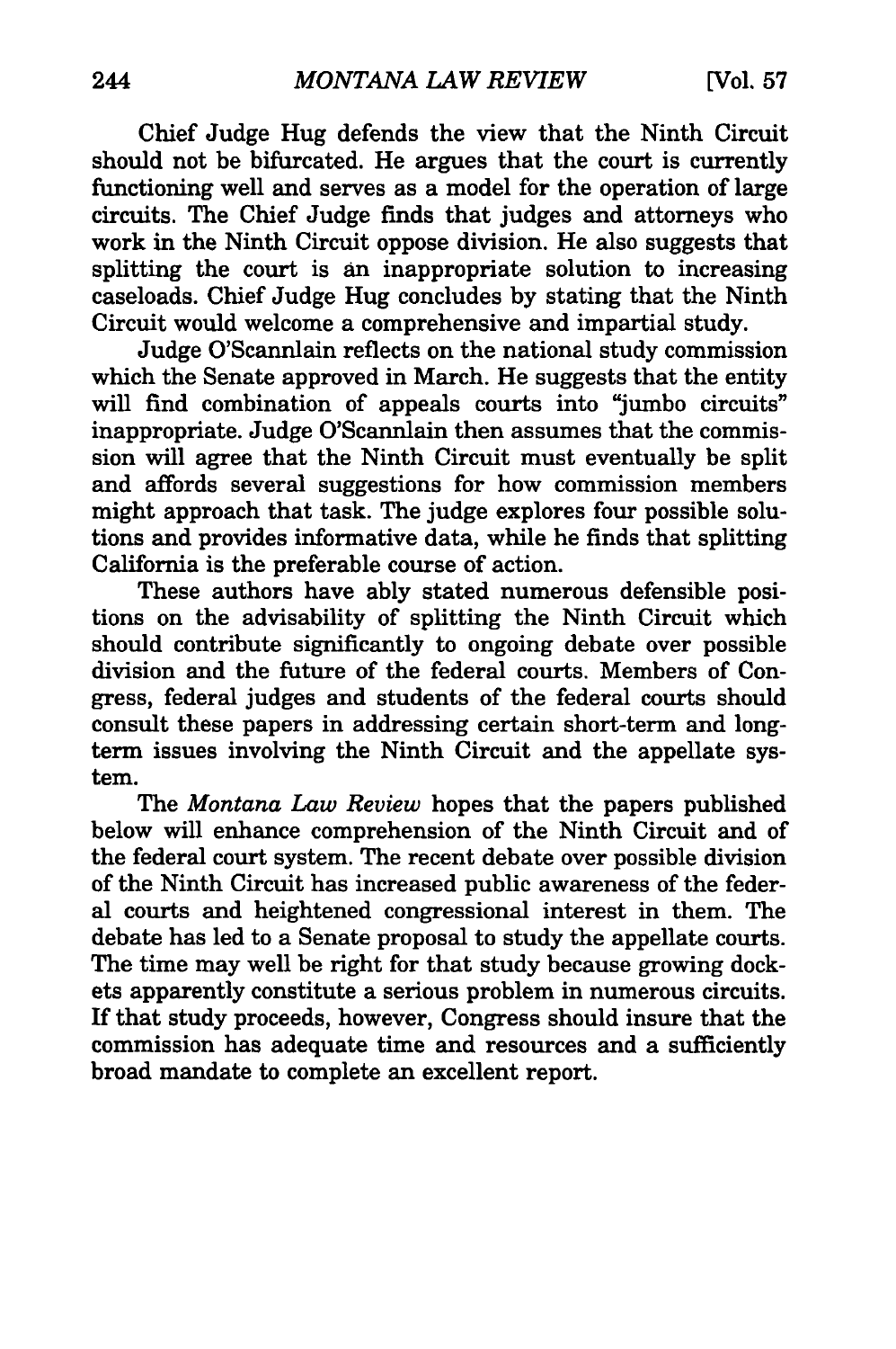Chief Judge Hug defends the view that the Ninth Circuit should not be bifurcated. He argues that the court is currently functioning well and serves as a model for the operation of large circuits. The Chief Judge finds that judges and attorneys who work in the Ninth Circuit oppose division. He also suggests that splitting the court is an inappropriate solution to increasing caseloads. Chief Judge Hug concludes by stating that the Ninth Circuit would welcome a comprehensive and impartial study.

Judge O'Scannlain reflects on the national study commission which the Senate approved in March. He suggests that the entity will find combination of appeals courts into "jumbo circuits" inappropriate. Judge O'Scannlain then assumes that the commission will agree that the Ninth Circuit must eventually be split and affords several suggestions for how commission members might approach that task. The judge explores four possible solutions and provides informative data, while he finds that splitting California is the preferable course of action.

These authors have ably stated numerous defensible positions on the advisability of splitting the Ninth Circuit which should contribute significantly to ongoing debate over possible division and the future of the federal courts. Members of Congress, federal judges and students of the federal courts should consult these papers in addressing certain short-term and long-term issues involving the Ninth Circuit and the appellate system.

The *Montana Law Review* hopes that the papers published below will enhance comprehension of the Ninth Circuit and of the federal court system. The recent debate over possible division of the Ninth Circuit has increased public awareness of the federal courts and heightened congressional interest in them. The debate has led to a Senate proposal to study the appellate courts. The time may well be right for that study because growing dockets apparently constitute a serious problem in numerous circuits. If that study proceeds, however, Congress should insure that the commission has adequate time and resources and a sufficiently broad mandate to complete an excellent report.